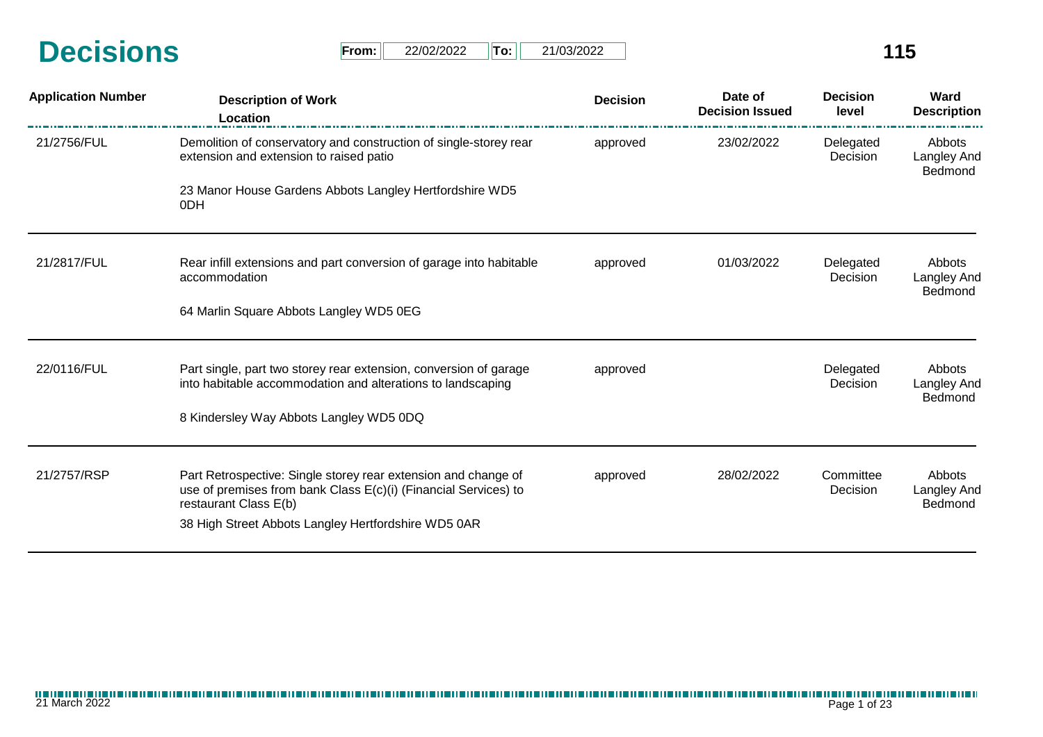# Decisions

**From:** 22/02/2022 **To:** 21/03/2022

**115**

| Application Number | Description of Work / Location | Decision | Date of Decision Issued | Decision level | Ward Description |
|---|---|---|---|---|---|
| 21/2756/FUL | Demolition of conservatory and construction of single-storey rear extension and extension to raised patio<br><br>23 Manor House Gardens Abbots Langley Hertfordshire WD5 0DH | approved | 23/02/2022 | Delegated Decision | Abbots Langley And Bedmond |
| 21/2817/FUL | Rear infill extensions and part conversion of garage into habitable accommodation<br><br>64 Marlin Square Abbots Langley WD5 0EG | approved | 01/03/2022 | Delegated Decision | Abbots Langley And Bedmond |
| 22/0116/FUL | Part single, part two storey rear extension, conversion of garage into habitable accommodation and alterations to landscaping<br><br>8 Kindersley Way Abbots Langley WD5 0DQ | approved | | Delegated Decision | Abbots Langley And Bedmond |
| 21/2757/RSP | Part Retrospective: Single storey rear extension and change of use of premises from bank Class E(c)(i) (Financial Services) to restaurant Class E(b)<br><br>38 High Street Abbots Langley Hertfordshire WD5 0AR | approved | 28/02/2022 | Committee Decision | Abbots Langley And Bedmond |

21 March 2022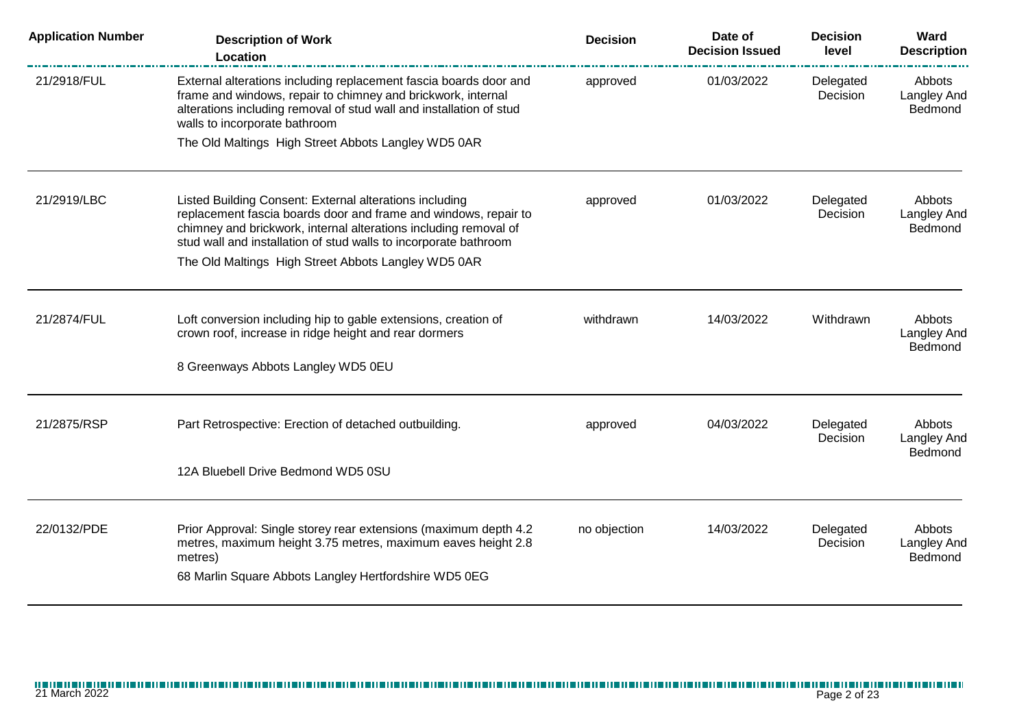| Application Number | Description of Work<br>Location | Decision | Date of Decision Issued | Decision level | Ward Description |
|---|---|---|---|---|---|
| 21/2918/FUL | External alterations including replacement fascia boards door and frame and windows, repair to chimney and brickwork, internal alterations including removal of stud wall and installation of stud walls to incorporate bathroom<br>The Old Maltings High Street Abbots Langley WD5 0AR | approved | 01/03/2022 | Delegated Decision | Abbots Langley And Bedmond |
| 21/2919/LBC | Listed Building Consent: External alterations including replacement fascia boards door and frame and windows, repair to chimney and brickwork, internal alterations including removal of stud wall and installation of stud walls to incorporate bathroom<br>The Old Maltings High Street Abbots Langley WD5 0AR | approved | 01/03/2022 | Delegated Decision | Abbots Langley And Bedmond |
| 21/2874/FUL | Loft conversion including hip to gable extensions, creation of crown roof, increase in ridge height and rear dormers<br>8 Greenways Abbots Langley WD5 0EU | withdrawn | 14/03/2022 | Withdrawn | Abbots Langley And Bedmond |
| 21/2875/RSP | Part Retrospective: Erection of detached outbuilding.<br>12A Bluebell Drive Bedmond WD5 0SU | approved | 04/03/2022 | Delegated Decision | Abbots Langley And Bedmond |
| 22/0132/PDE | Prior Approval: Single storey rear extensions (maximum depth 4.2 metres, maximum height 3.75 metres, maximum eaves height 2.8 metres)<br>68 Marlin Square Abbots Langley Hertfordshire WD5 0EG | no objection | 14/03/2022 | Delegated Decision | Abbots Langley And Bedmond |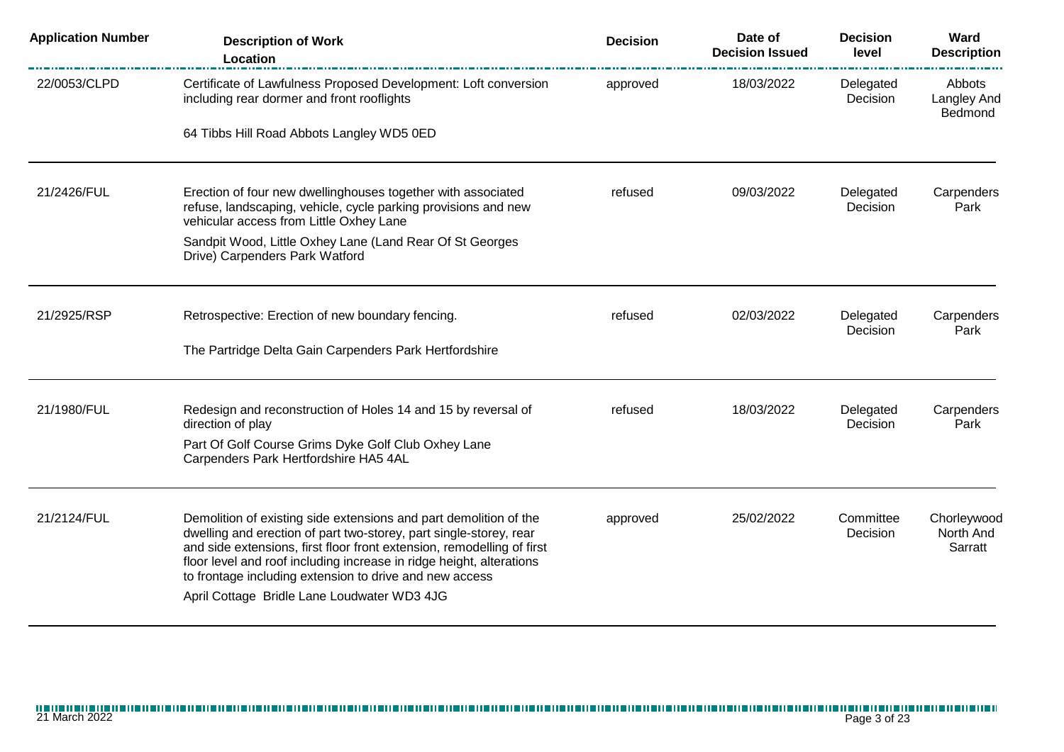| Application Number | Description of Work<br>Location | Decision | Date of Decision Issued | Decision level | Ward Description |
|---|---|---|---|---|---|
| 22/0053/CLPD | Certificate of Lawfulness Proposed Development: Loft conversion including rear dormer and front rooflights<br><br>64 Tibbs Hill Road Abbots Langley WD5 0ED | approved | 18/03/2022 | Delegated Decision | Abbots Langley And Bedmond |
| 21/2426/FUL | Erection of four new dwellinghouses together with associated refuse, landscaping, vehicle, cycle parking provisions and new vehicular access from Little Oxhey Lane<br><br>Sandpit Wood, Little Oxhey Lane (Land Rear Of St Georges Drive) Carpenders Park Watford | refused | 09/03/2022 | Delegated Decision | Carpenders Park |
| 21/2925/RSP | Retrospective: Erection of new boundary fencing.<br><br>The Partridge Delta Gain Carpenders Park Hertfordshire | refused | 02/03/2022 | Delegated Decision | Carpenders Park |
| 21/1980/FUL | Redesign and reconstruction of Holes 14 and 15 by reversal of direction of play<br><br>Part Of Golf Course Grims Dyke Golf Club Oxhey Lane Carpenders Park Hertfordshire HA5 4AL | refused | 18/03/2022 | Delegated Decision | Carpenders Park |
| 21/2124/FUL | Demolition of existing side extensions and part demolition of the dwelling and erection of part two-storey, part single-storey, rear and side extensions, first floor front extension, remodelling of first floor level and roof including increase in ridge height, alterations to frontage including extension to drive and new access<br><br>April Cottage Bridle Lane Loudwater WD3 4JG | approved | 25/02/2022 | Committee Decision | Chorleywood North And Sarratt |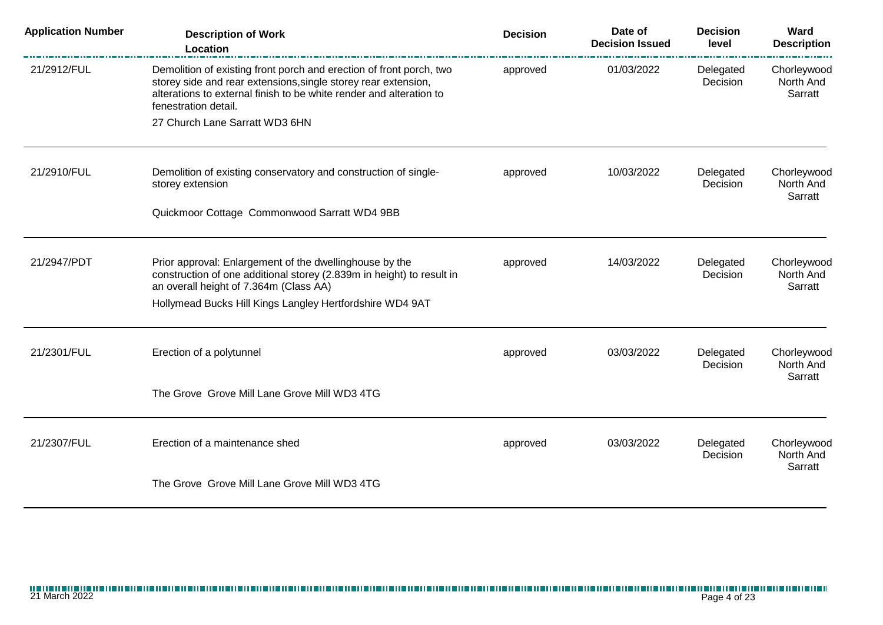| Application Number | Description of Work<br>Location | Decision | Date of Decision Issued | Decision level | Ward Description |
|---|---|---|---|---|---|
| 21/2912/FUL | Demolition of existing front porch and erection of front porch, two storey side and rear extensions,single storey rear extension, alterations to external finish to be white render and alteration to fenestration detail.<br>27 Church Lane Sarratt WD3 6HN | approved | 01/03/2022 | Delegated Decision | Chorleywood North And Sarratt |
| 21/2910/FUL | Demolition of existing conservatory and construction of single-storey extension<br>Quickmoor Cottage Commonwood Sarratt WD4 9BB | approved | 10/03/2022 | Delegated Decision | Chorleywood North And Sarratt |
| 21/2947/PDT | Prior approval: Enlargement of the dwellinghouse by the construction of one additional storey (2.839m in height) to result in an overall height of 7.364m (Class AA)<br>Hollymead Bucks Hill Kings Langley Hertfordshire WD4 9AT | approved | 14/03/2022 | Delegated Decision | Chorleywood North And Sarratt |
| 21/2301/FUL | Erection of a polytunnel<br>The Grove Grove Mill Lane Grove Mill WD3 4TG | approved | 03/03/2022 | Delegated Decision | Chorleywood North And Sarratt |
| 21/2307/FUL | Erection of a maintenance shed<br>The Grove Grove Mill Lane Grove Mill WD3 4TG | approved | 03/03/2022 | Delegated Decision | Chorleywood North And Sarratt |

21 March 2022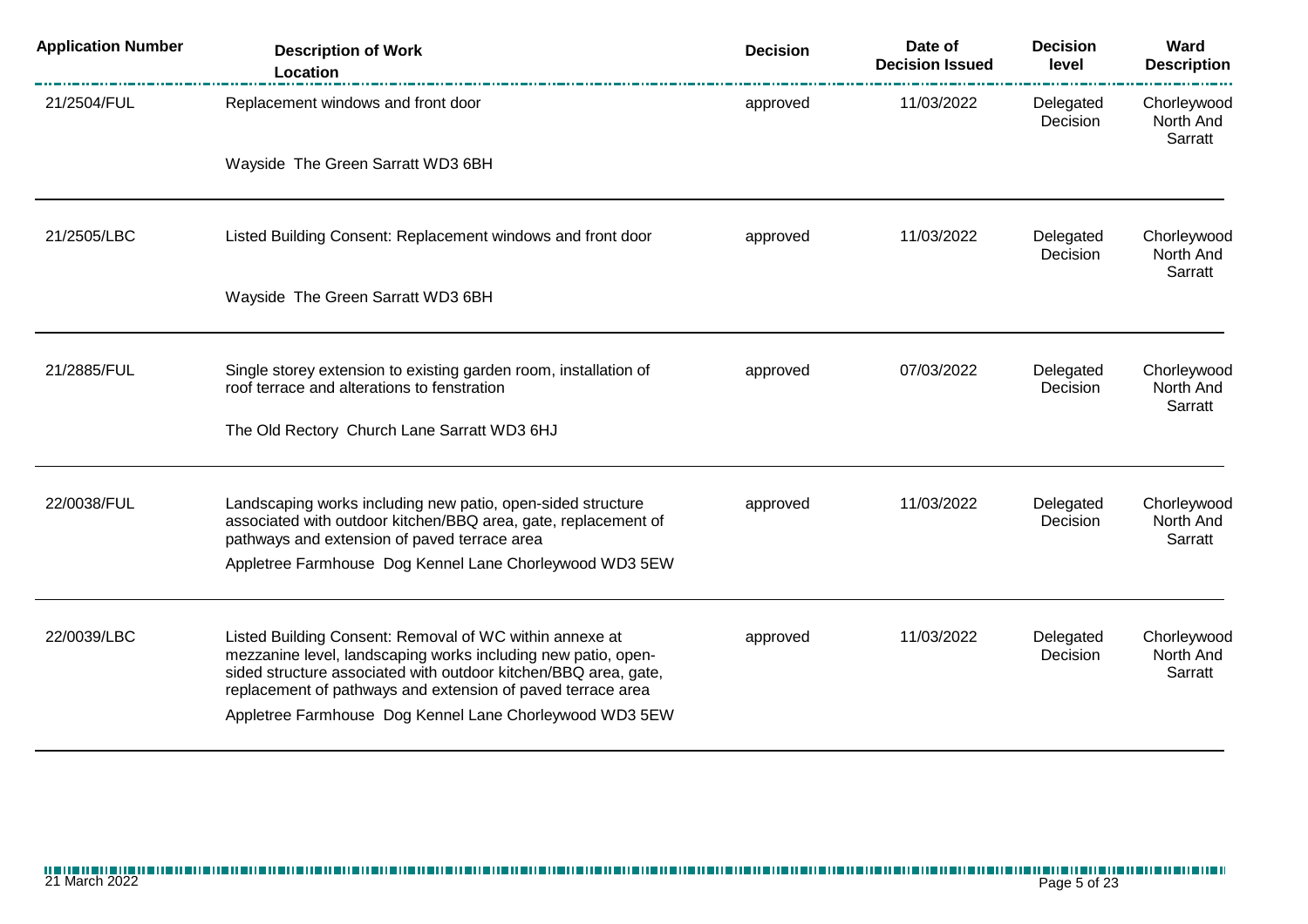| Application Number | Description of Work<br>Location | Decision | Date of Decision Issued | Decision level | Ward Description |
|---|---|---|---|---|---|
| 21/2504/FUL | Replacement windows and front door<br><br>Wayside The Green Sarratt WD3 6BH | approved | 11/03/2022 | Delegated Decision | Chorleywood North And Sarratt |
| 21/2505/LBC | Listed Building Consent: Replacement windows and front door<br><br>Wayside The Green Sarratt WD3 6BH | approved | 11/03/2022 | Delegated Decision | Chorleywood North And Sarratt |
| 21/2885/FUL | Single storey extension to existing garden room, installation of roof terrace and alterations to fenstration<br><br>The Old Rectory Church Lane Sarratt WD3 6HJ | approved | 07/03/2022 | Delegated Decision | Chorleywood North And Sarratt |
| 22/0038/FUL | Landscaping works including new patio, open-sided structure associated with outdoor kitchen/BBQ area, gate, replacement of pathways and extension of paved terrace area<br><br>Appletree Farmhouse Dog Kennel Lane Chorleywood WD3 5EW | approved | 11/03/2022 | Delegated Decision | Chorleywood North And Sarratt |
| 22/0039/LBC | Listed Building Consent: Removal of WC within annexe at mezzanine level, landscaping works including new patio, open-sided structure associated with outdoor kitchen/BBQ area, gate, replacement of pathways and extension of paved terrace area<br><br>Appletree Farmhouse Dog Kennel Lane Chorleywood WD3 5EW | approved | 11/03/2022 | Delegated Decision | Chorleywood North And Sarratt |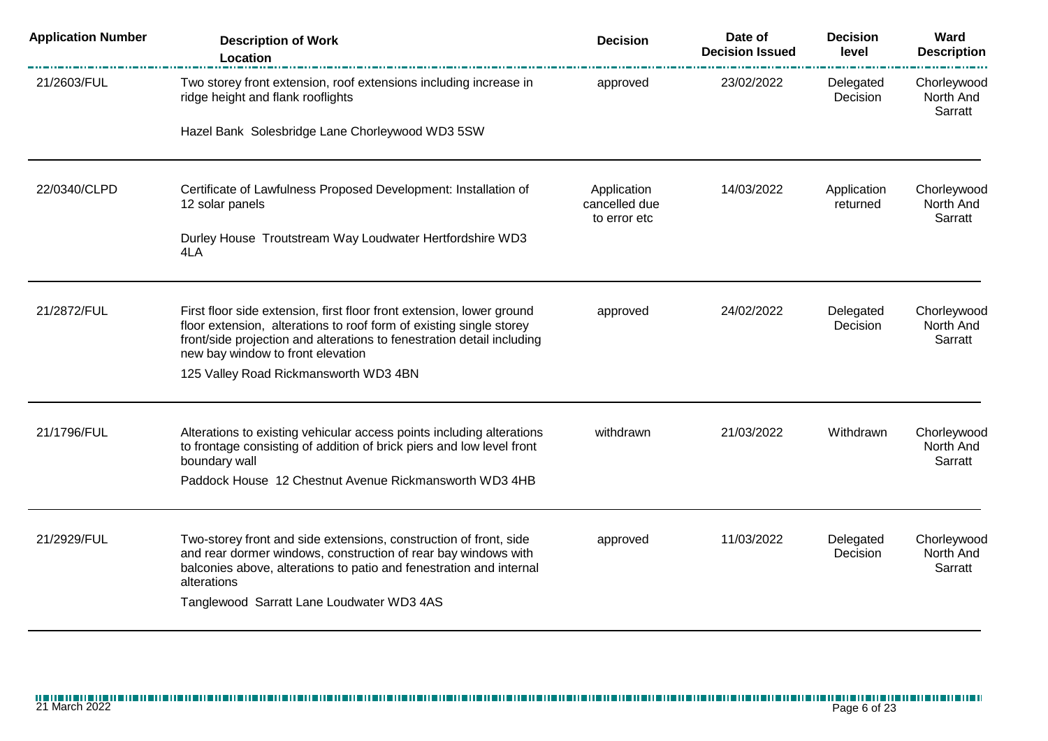| Application Number | Description of Work<br>Location | Decision | Date of Decision Issued | Decision level | Ward Description |
|---|---|---|---|---|---|
| 21/2603/FUL | Two storey front extension, roof extensions including increase in ridge height and flank rooflights<br>Hazel Bank Solesbridge Lane Chorleywood WD3 5SW | approved | 23/02/2022 | Delegated Decision | Chorleywood North And Sarratt |
| 22/0340/CLPD | Certificate of Lawfulness Proposed Development: Installation of 12 solar panels<br>Durley House Troutstream Way Loudwater Hertfordshire WD3 4LA | Application cancelled due to error etc | 14/03/2022 | Application returned | Chorleywood North And Sarratt |
| 21/2872/FUL | First floor side extension, first floor front extension, lower ground floor extension, alterations to roof form of existing single storey front/side projection and alterations to fenestration detail including new bay window to front elevation<br>125 Valley Road Rickmansworth WD3 4BN | approved | 24/02/2022 | Delegated Decision | Chorleywood North And Sarratt |
| 21/1796/FUL | Alterations to existing vehicular access points including alterations to frontage consisting of addition of brick piers and low level front boundary wall<br>Paddock House 12 Chestnut Avenue Rickmansworth WD3 4HB | withdrawn | 21/03/2022 | Withdrawn | Chorleywood North And Sarratt |
| 21/2929/FUL | Two-storey front and side extensions, construction of front, side and rear dormer windows, construction of rear bay windows with balconies above, alterations to patio and fenestration and internal alterations<br>Tanglewood Sarratt Lane Loudwater WD3 4AS | approved | 11/03/2022 | Delegated Decision | Chorleywood North And Sarratt |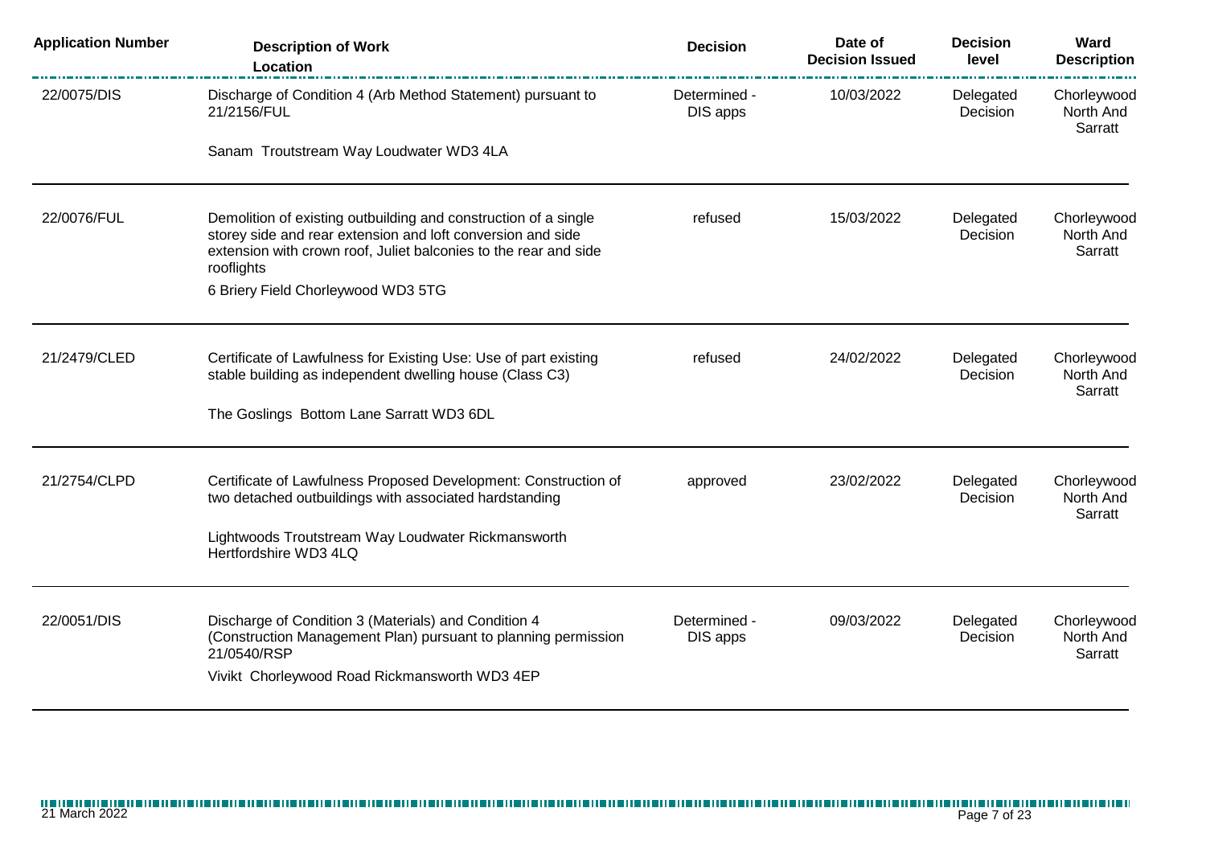| Application Number | Description of Work<br>Location | Decision | Date of Decision Issued | Decision level | Ward Description |
|---|---|---|---|---|---|
| 22/0075/DIS | Discharge of Condition 4 (Arb Method Statement) pursuant to 21/2156/FUL<br><br>Sanam Troutstream Way Loudwater WD3 4LA | Determined - DIS apps | 10/03/2022 | Delegated Decision | Chorleywood North And Sarratt |
| 22/0076/FUL | Demolition of existing outbuilding and construction of a single storey side and rear extension and loft conversion and side extension with crown roof, Juliet balconies to the rear and side rooflights<br><br>6 Briery Field Chorleywood WD3 5TG | refused | 15/03/2022 | Delegated Decision | Chorleywood North And Sarratt |
| 21/2479/CLED | Certificate of Lawfulness for Existing Use: Use of part existing stable building as independent dwelling house (Class C3)<br><br>The Goslings Bottom Lane Sarratt WD3 6DL | refused | 24/02/2022 | Delegated Decision | Chorleywood North And Sarratt |
| 21/2754/CLPD | Certificate of Lawfulness Proposed Development: Construction of two detached outbuildings with associated hardstanding<br><br>Lightwoods Troutstream Way Loudwater Rickmansworth Hertfordshire WD3 4LQ | approved | 23/02/2022 | Delegated Decision | Chorleywood North And Sarratt |
| 22/0051/DIS | Discharge of Condition 3 (Materials) and Condition 4 (Construction Management Plan) pursuant to planning permission 21/0540/RSP<br><br>Vivikt Chorleywood Road Rickmansworth WD3 4EP | Determined - DIS apps | 09/03/2022 | Delegated Decision | Chorleywood North And Sarratt |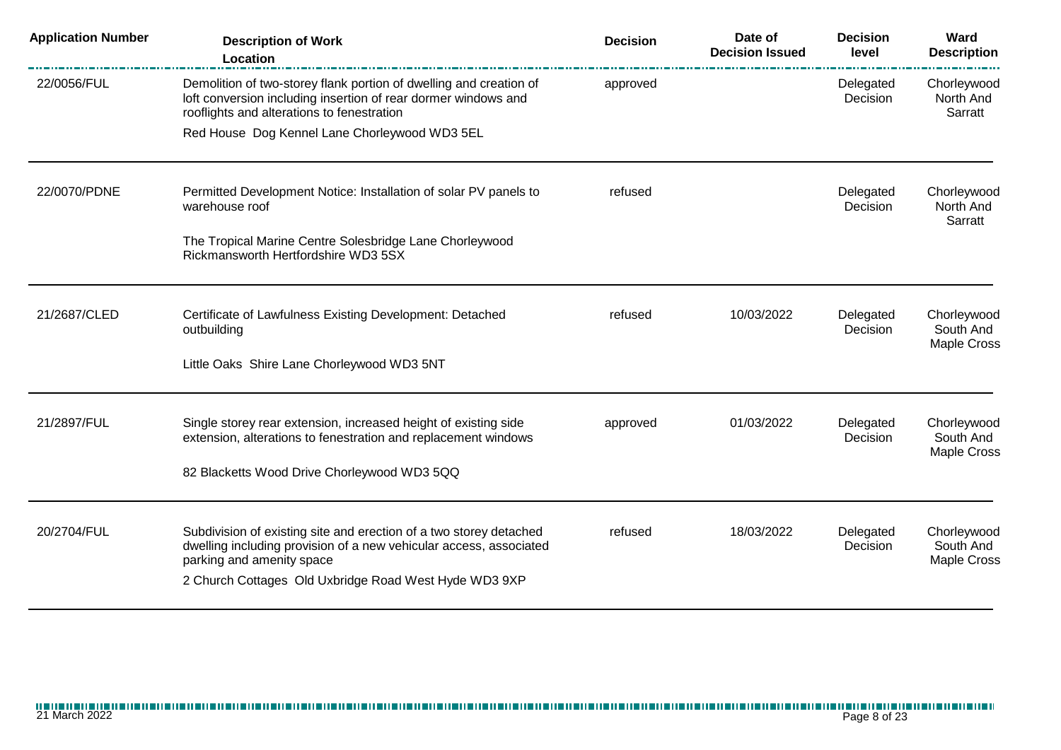| Application Number | Description of Work<br>Location | Decision | Date of Decision Issued | Decision level | Ward Description |
| --- | --- | --- | --- | --- | --- |
| 22/0056/FUL | Demolition of two-storey flank portion of dwelling and creation of loft conversion including insertion of rear dormer windows and rooflights and alterations to fenestration<br>Red House Dog Kennel Lane Chorleywood WD3 5EL | approved | | Delegated Decision | Chorleywood North And Sarratt |
| 22/0070/PDNE | Permitted Development Notice: Installation of solar PV panels to warehouse roof<br>The Tropical Marine Centre Solesbridge Lane Chorleywood Rickmansworth Hertfordshire WD3 5SX | refused | | Delegated Decision | Chorleywood North And Sarratt |
| 21/2687/CLED | Certificate of Lawfulness Existing Development: Detached outbuilding<br>Little Oaks Shire Lane Chorleywood WD3 5NT | refused | 10/03/2022 | Delegated Decision | Chorleywood South And Maple Cross |
| 21/2897/FUL | Single storey rear extension, increased height of existing side extension, alterations to fenestration and replacement windows<br>82 Blacketts Wood Drive Chorleywood WD3 5QQ | approved | 01/03/2022 | Delegated Decision | Chorleywood South And Maple Cross |
| 20/2704/FUL | Subdivision of existing site and erection of a two storey detached dwelling including provision of a new vehicular access, associated parking and amenity space<br>2 Church Cottages Old Uxbridge Road West Hyde WD3 9XP | refused | 18/03/2022 | Delegated Decision | Chorleywood South And Maple Cross |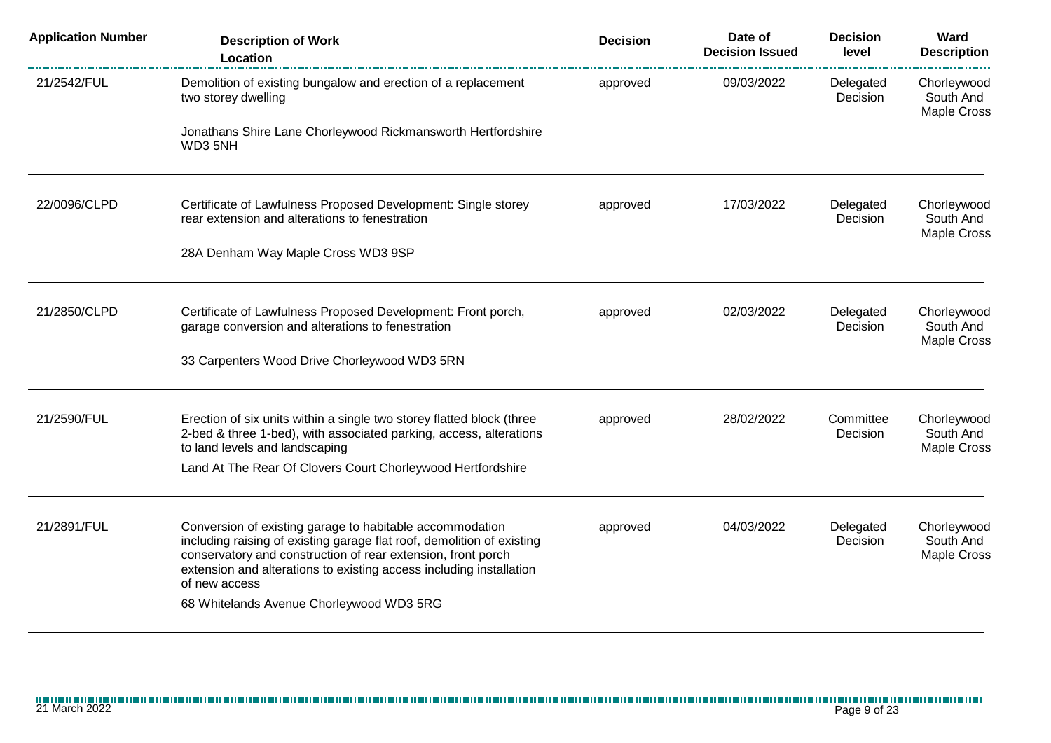| Application Number | Description of Work<br>Location | Decision | Date of Decision Issued | Decision level | Ward Description |
|---|---|---|---|---|---|
| 21/2542/FUL | Demolition of existing bungalow and erection of a replacement two storey dwelling<br><br>Jonathans Shire Lane Chorleywood Rickmansworth Hertfordshire WD3 5NH | approved | 09/03/2022 | Delegated Decision | Chorleywood South And Maple Cross |
| 22/0096/CLPD | Certificate of Lawfulness Proposed Development: Single storey rear extension and alterations to fenestration<br><br>28A Denham Way Maple Cross WD3 9SP | approved | 17/03/2022 | Delegated Decision | Chorleywood South And Maple Cross |
| 21/2850/CLPD | Certificate of Lawfulness Proposed Development: Front porch, garage conversion and alterations to fenestration<br><br>33 Carpenters Wood Drive Chorleywood WD3 5RN | approved | 02/03/2022 | Delegated Decision | Chorleywood South And Maple Cross |
| 21/2590/FUL | Erection of six units within a single two storey flatted block (three 2-bed & three 1-bed), with associated parking, access, alterations to land levels and landscaping<br><br>Land At The Rear Of Clovers Court Chorleywood Hertfordshire | approved | 28/02/2022 | Committee Decision | Chorleywood South And Maple Cross |
| 21/2891/FUL | Conversion of existing garage to habitable accommodation including raising of existing garage flat roof, demolition of existing conservatory and construction of rear extension, front porch extension and alterations to existing access including installation of new access<br><br>68 Whitelands Avenue Chorleywood WD3 5RG | approved | 04/03/2022 | Delegated Decision | Chorleywood South And Maple Cross |

21 March 2022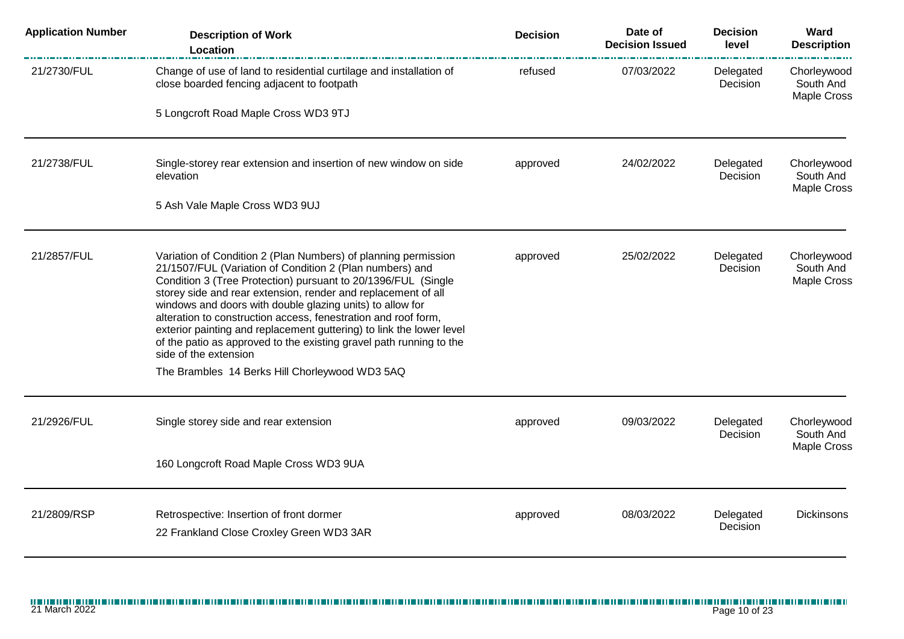| Application Number | Description of Work<br>Location | Decision | Date of Decision Issued | Decision level | Ward Description |
|---|---|---|---|---|---|
| 21/2730/FUL | Change of use of land to residential curtilage and installation of close boarded fencing adjacent to footpath<br><br>5 Longcroft Road Maple Cross WD3 9TJ | refused | 07/03/2022 | Delegated Decision | Chorleywood South And Maple Cross |
| 21/2738/FUL | Single-storey rear extension and insertion of new window on side elevation<br><br>5 Ash Vale Maple Cross WD3 9UJ | approved | 24/02/2022 | Delegated Decision | Chorleywood South And Maple Cross |
| 21/2857/FUL | Variation of Condition 2 (Plan Numbers) of planning permission 21/1507/FUL (Variation of Condition 2 (Plan numbers) and Condition 3 (Tree Protection) pursuant to 20/1396/FUL (Single storey side and rear extension, render and replacement of all windows and doors with double glazing units) to allow for alteration to construction access, fenestration and roof form, exterior painting and replacement guttering) to link the lower level of the patio as approved to the existing gravel path running to the side of the extension<br><br>The Brambles 14 Berks Hill Chorleywood WD3 5AQ | approved | 25/02/2022 | Delegated Decision | Chorleywood South And Maple Cross |
| 21/2926/FUL | Single storey side and rear extension<br><br>160 Longcroft Road Maple Cross WD3 9UA | approved | 09/03/2022 | Delegated Decision | Chorleywood South And Maple Cross |
| 21/2809/RSP | Retrospective: Insertion of front dormer<br>22 Frankland Close Croxley Green WD3 3AR | approved | 08/03/2022 | Delegated Decision | Dickinsons |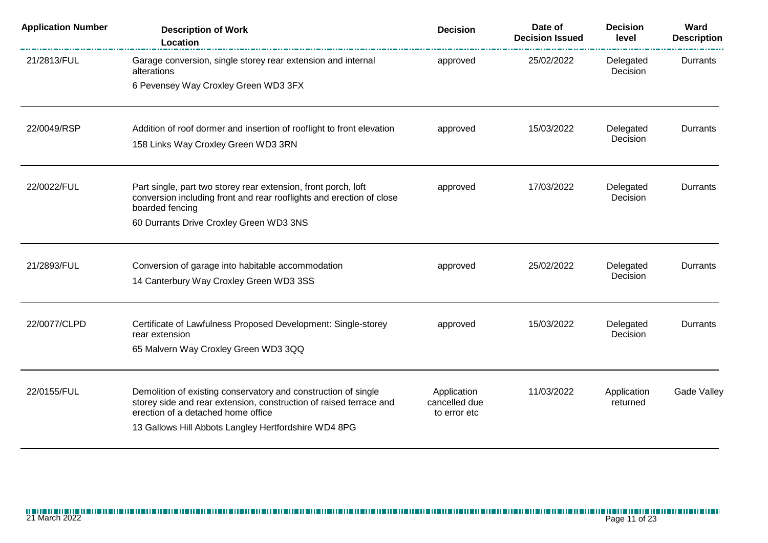| Application Number | Description of Work<br>Location | Decision | Date of Decision Issued | Decision level | Ward Description |
|---|---|---|---|---|---|
| 21/2813/FUL | Garage conversion, single storey rear extension and internal alterations<br>6 Pevensey Way Croxley Green WD3 3FX | approved | 25/02/2022 | Delegated Decision | Durrants |
| 22/0049/RSP | Addition of roof dormer and insertion of rooflight to front elevation<br>158 Links Way Croxley Green WD3 3RN | approved | 15/03/2022 | Delegated Decision | Durrants |
| 22/0022/FUL | Part single, part two storey rear extension, front porch, loft conversion including front and rear rooflights and erection of close boarded fencing<br>60 Durrants Drive Croxley Green WD3 3NS | approved | 17/03/2022 | Delegated Decision | Durrants |
| 21/2893/FUL | Conversion of garage into habitable accommodation<br>14 Canterbury Way Croxley Green WD3 3SS | approved | 25/02/2022 | Delegated Decision | Durrants |
| 22/0077/CLPD | Certificate of Lawfulness Proposed Development: Single-storey rear extension<br>65 Malvern Way Croxley Green WD3 3QQ | approved | 15/03/2022 | Delegated Decision | Durrants |
| 22/0155/FUL | Demolition of existing conservatory and construction of single storey side and rear extension, construction of raised terrace and erection of a detached home office<br>13 Gallows Hill Abbots Langley Hertfordshire WD4 8PG | Application cancelled due to error etc | 11/03/2022 | Application returned | Gade Valley |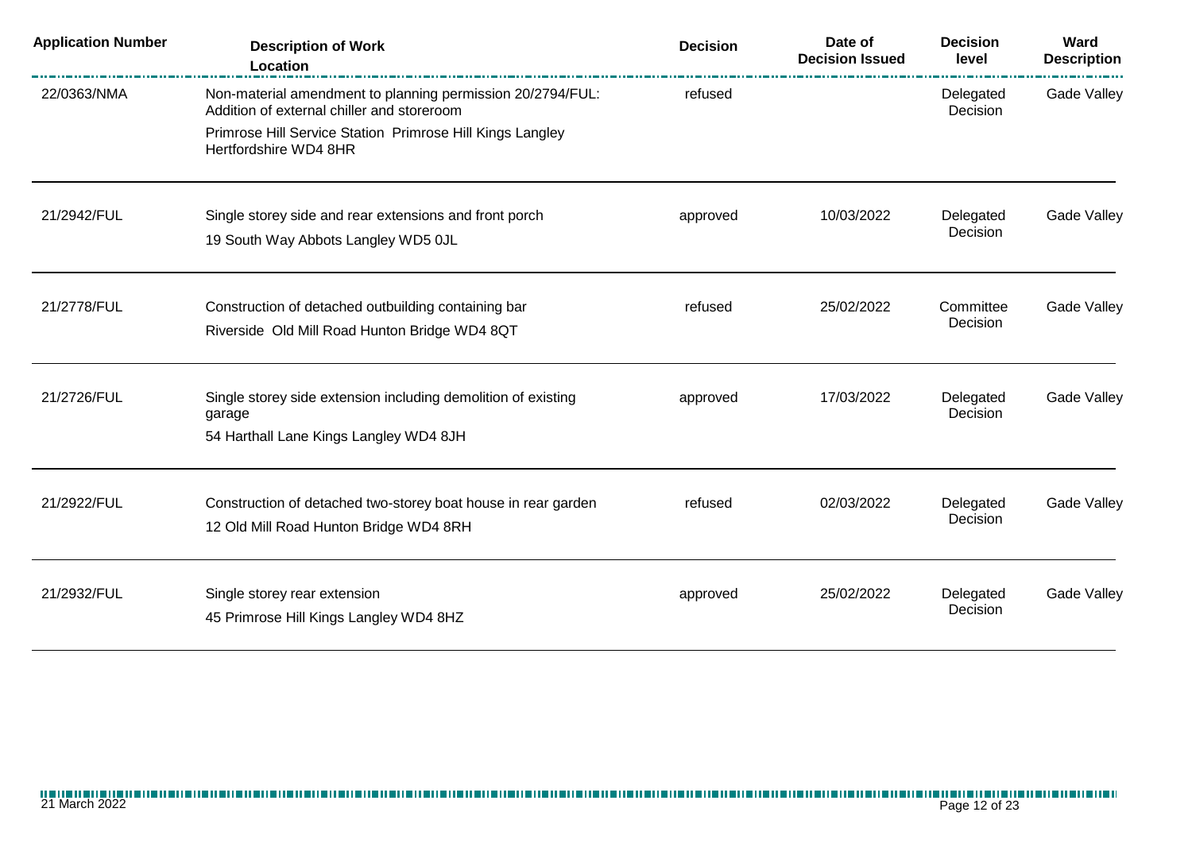| Application Number | Description of Work<br>Location | Decision | Date of Decision Issued | Decision level | Ward Description |
|---|---|---|---|---|---|
| 22/0363/NMA | Non-material amendment to planning permission 20/2794/FUL: Addition of external chiller and storeroom<br>Primrose Hill Service Station Primrose Hill Kings Langley Hertfordshire WD4 8HR | refused | | Delegated Decision | Gade Valley |
| 21/2942/FUL | Single storey side and rear extensions and front porch<br>19 South Way Abbots Langley WD5 0JL | approved | 10/03/2022 | Delegated Decision | Gade Valley |
| 21/2778/FUL | Construction of detached outbuilding containing bar<br>Riverside Old Mill Road Hunton Bridge WD4 8QT | refused | 25/02/2022 | Committee Decision | Gade Valley |
| 21/2726/FUL | Single storey side extension including demolition of existing garage<br>54 Harthall Lane Kings Langley WD4 8JH | approved | 17/03/2022 | Delegated Decision | Gade Valley |
| 21/2922/FUL | Construction of detached two-storey boat house in rear garden<br>12 Old Mill Road Hunton Bridge WD4 8RH | refused | 02/03/2022 | Delegated Decision | Gade Valley |
| 21/2932/FUL | Single storey rear extension<br>45 Primrose Hill Kings Langley WD4 8HZ | approved | 25/02/2022 | Delegated Decision | Gade Valley |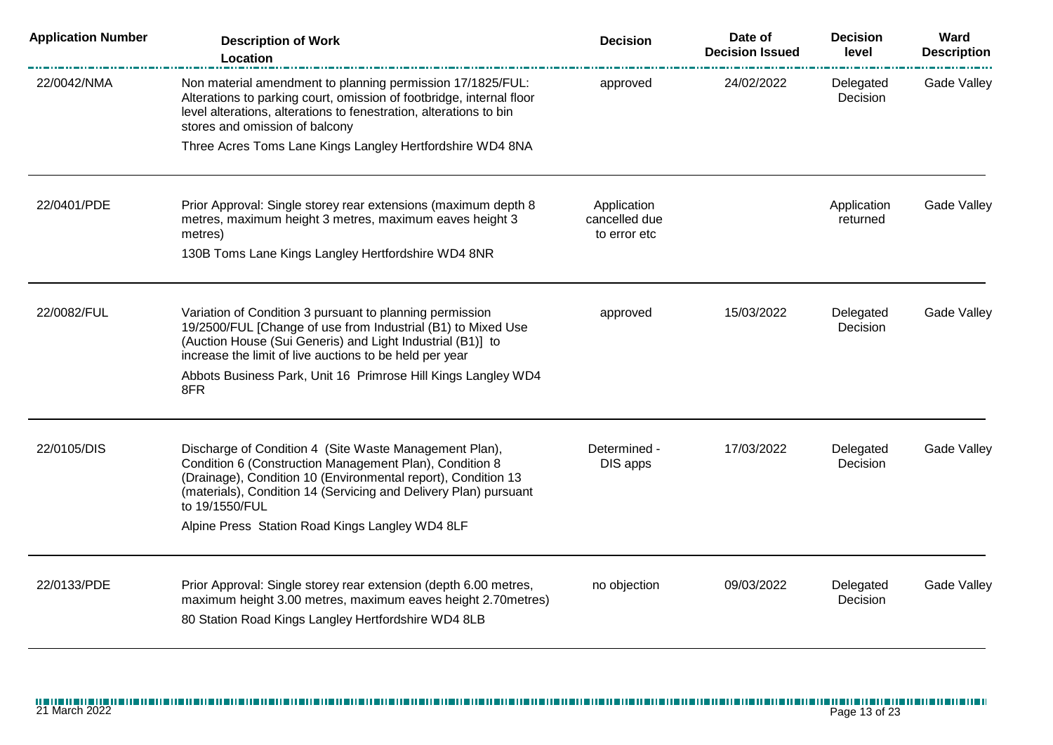| Application Number | Description of Work<br>Location | Decision | Date of Decision Issued | Decision level | Ward Description |
|---|---|---|---|---|---|
| 22/0042/NMA | Non material amendment to planning permission 17/1825/FUL: Alterations to parking court, omission of footbridge, internal floor level alterations, alterations to fenestration, alterations to bin stores and omission of balcony<br>Three Acres Toms Lane Kings Langley Hertfordshire WD4 8NA | approved | 24/02/2022 | Delegated Decision | Gade Valley |
| 22/0401/PDE | Prior Approval: Single storey rear extensions (maximum depth 8 metres, maximum height 3 metres, maximum eaves height 3 metres)<br>130B Toms Lane Kings Langley Hertfordshire WD4 8NR | Application cancelled due to error etc | | Application returned | Gade Valley |
| 22/0082/FUL | Variation of Condition 3 pursuant to planning permission 19/2500/FUL [Change of use from Industrial (B1) to Mixed Use (Auction House (Sui Generis) and Light Industrial (B1)] to increase the limit of live auctions to be held per year<br>Abbots Business Park, Unit 16 Primrose Hill Kings Langley WD4 8FR | approved | 15/03/2022 | Delegated Decision | Gade Valley |
| 22/0105/DIS | Discharge of Condition 4 (Site Waste Management Plan), Condition 6 (Construction Management Plan), Condition 8 (Drainage), Condition 10 (Environmental report), Condition 13 (materials), Condition 14 (Servicing and Delivery Plan) pursuant to 19/1550/FUL<br>Alpine Press Station Road Kings Langley WD4 8LF | Determined - DIS apps | 17/03/2022 | Delegated Decision | Gade Valley |
| 22/0133/PDE | Prior Approval: Single storey rear extension (depth 6.00 metres, maximum height 3.00 metres, maximum eaves height 2.70metres)<br>80 Station Road Kings Langley Hertfordshire WD4 8LB | no objection | 09/03/2022 | Delegated Decision | Gade Valley |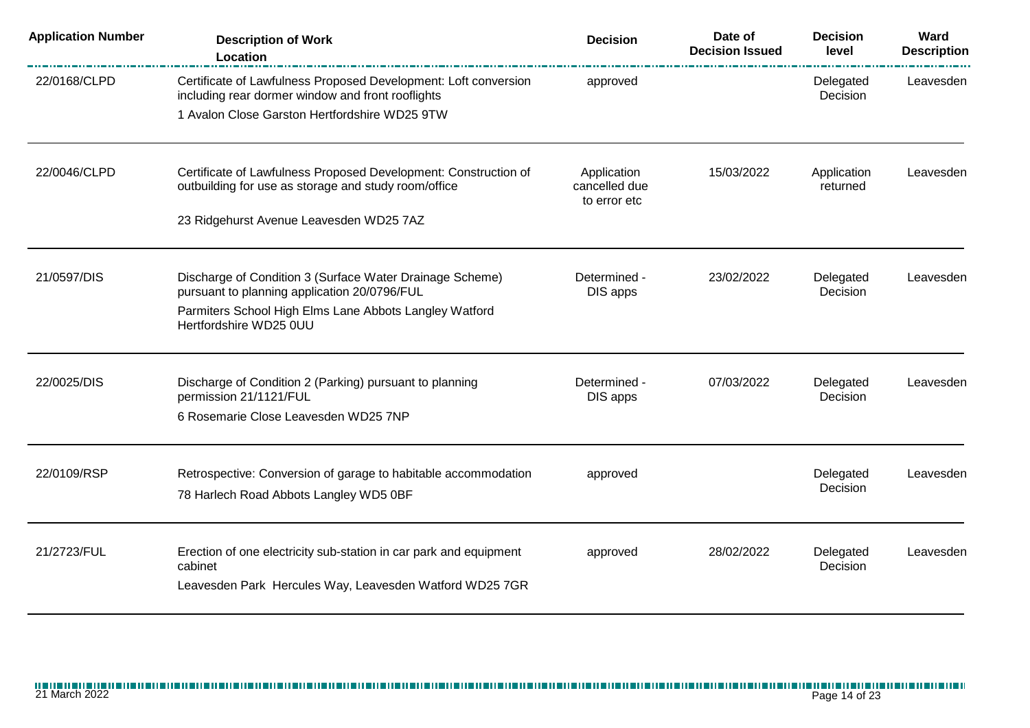| Application Number | Description of Work<br>Location | Decision | Date of Decision Issued | Decision level | Ward Description |
|---|---|---|---|---|---|
| 22/0168/CLPD | Certificate of Lawfulness Proposed Development: Loft conversion including rear dormer window and front rooflights<br>1 Avalon Close Garston Hertfordshire WD25 9TW | approved | | Delegated Decision | Leavesden |
| 22/0046/CLPD | Certificate of Lawfulness Proposed Development: Construction of outbuilding for use as storage and study room/office<br>23 Ridgehurst Avenue Leavesden WD25 7AZ | Application cancelled due to error etc | 15/03/2022 | Application returned | Leavesden |
| 21/0597/DIS | Discharge of Condition 3 (Surface Water Drainage Scheme) pursuant to planning application 20/0796/FUL<br>Parmiters School High Elms Lane Abbots Langley Watford Hertfordshire WD25 0UU | Determined - DIS apps | 23/02/2022 | Delegated Decision | Leavesden |
| 22/0025/DIS | Discharge of Condition 2 (Parking) pursuant to planning permission 21/1121/FUL<br>6 Rosemarie Close Leavesden WD25 7NP | Determined - DIS apps | 07/03/2022 | Delegated Decision | Leavesden |
| 22/0109/RSP | Retrospective: Conversion of garage to habitable accommodation<br>78 Harlech Road Abbots Langley WD5 0BF | approved | | Delegated Decision | Leavesden |
| 21/2723/FUL | Erection of one electricity sub-station in car park and equipment cabinet<br>Leavesden Park Hercules Way, Leavesden Watford WD25 7GR | approved | 28/02/2022 | Delegated Decision | Leavesden |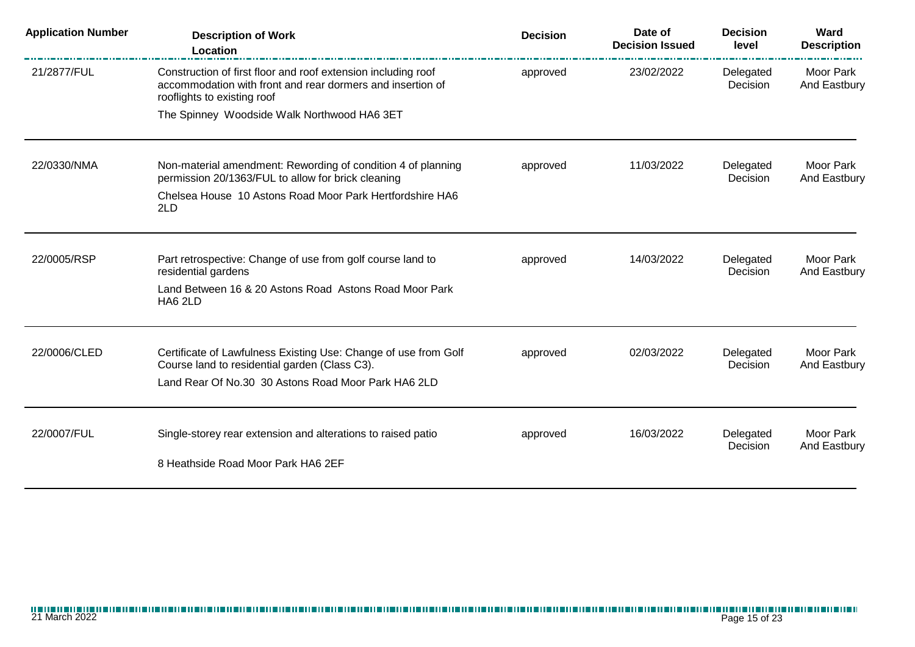| Application Number | Description of Work<br>Location | Decision | Date of Decision Issued | Decision level | Ward Description |
| --- | --- | --- | --- | --- | --- |
| 21/2877/FUL | Construction of first floor and roof extension including roof accommodation with front and rear dormers and insertion of rooflights to existing roof<br>The Spinney Woodside Walk Northwood HA6 3ET | approved | 23/02/2022 | Delegated Decision | Moor Park And Eastbury |
| 22/0330/NMA | Non-material amendment: Rewording of condition 4 of planning permission 20/1363/FUL to allow for brick cleaning<br>Chelsea House 10 Astons Road Moor Park Hertfordshire HA6 2LD | approved | 11/03/2022 | Delegated Decision | Moor Park And Eastbury |
| 22/0005/RSP | Part retrospective: Change of use from golf course land to residential gardens<br>Land Between 16 & 20 Astons Road Astons Road Moor Park HA6 2LD | approved | 14/03/2022 | Delegated Decision | Moor Park And Eastbury |
| 22/0006/CLED | Certificate of Lawfulness Existing Use: Change of use from Golf Course land to residential garden (Class C3).<br>Land Rear Of No.30 30 Astons Road Moor Park HA6 2LD | approved | 02/03/2022 | Delegated Decision | Moor Park And Eastbury |
| 22/0007/FUL | Single-storey rear extension and alterations to raised patio<br>8 Heathside Road Moor Park HA6 2EF | approved | 16/03/2022 | Delegated Decision | Moor Park And Eastbury |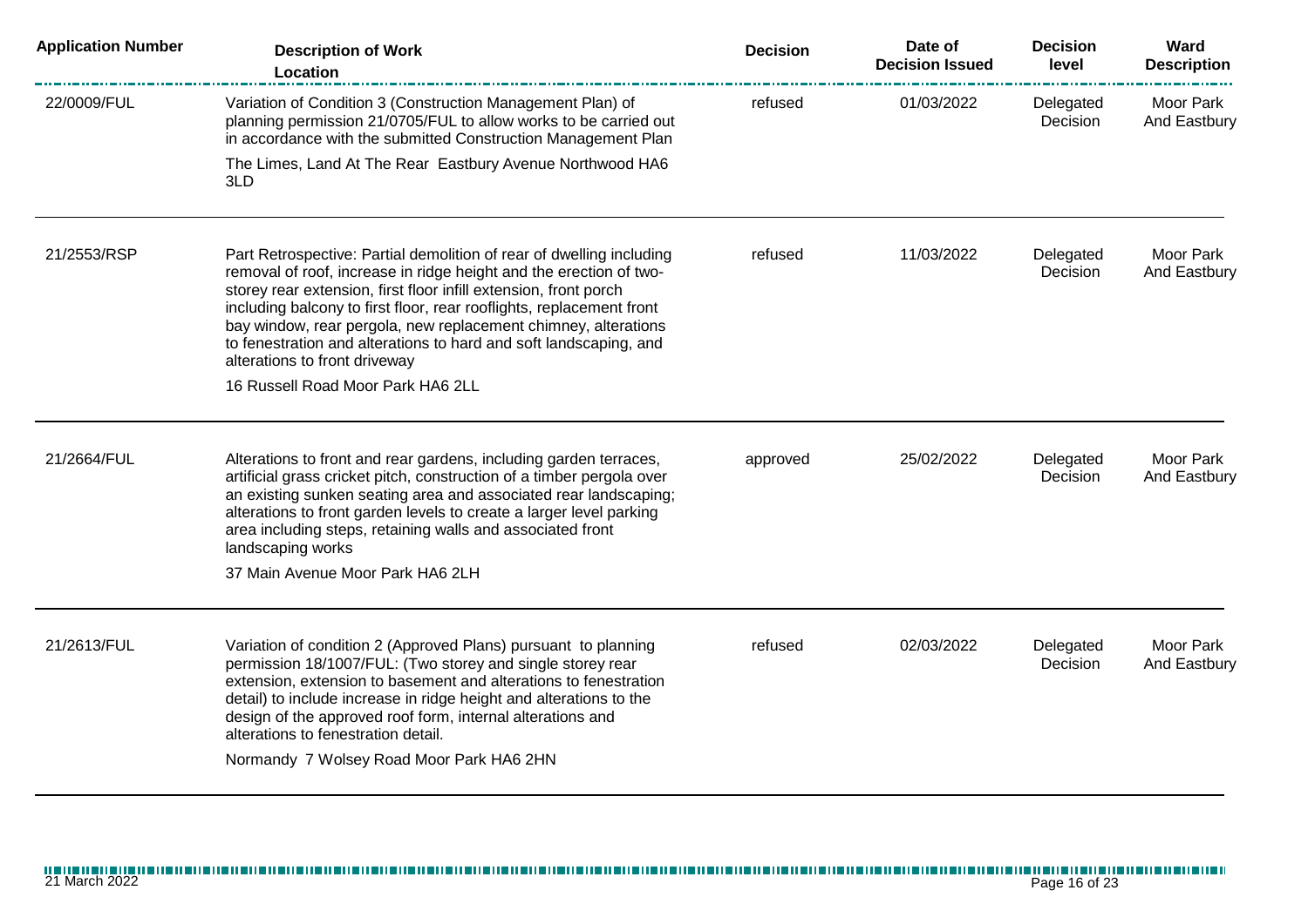| Application Number | Description of Work<br>Location | Decision | Date of Decision Issued | Decision level | Ward Description |
|---|---|---|---|---|---|
| 22/0009/FUL | Variation of Condition 3 (Construction Management Plan) of planning permission 21/0705/FUL to allow works to be carried out in accordance with the submitted Construction Management Plan<br>The Limes, Land At The Rear Eastbury Avenue Northwood HA6 3LD | refused | 01/03/2022 | Delegated Decision | Moor Park And Eastbury |
| 21/2553/RSP | Part Retrospective: Partial demolition of rear of dwelling including removal of roof, increase in ridge height and the erection of two-storey rear extension, first floor infill extension, front porch including balcony to first floor, rear rooflights, replacement front bay window, rear pergola, new replacement chimney, alterations to fenestration and alterations to hard and soft landscaping, and alterations to front driveway<br>16 Russell Road Moor Park HA6 2LL | refused | 11/03/2022 | Delegated Decision | Moor Park And Eastbury |
| 21/2664/FUL | Alterations to front and rear gardens, including garden terraces, artificial grass cricket pitch, construction of a timber pergola over an existing sunken seating area and associated rear landscaping; alterations to front garden levels to create a larger level parking area including steps, retaining walls and associated front landscaping works<br>37 Main Avenue Moor Park HA6 2LH | approved | 25/02/2022 | Delegated Decision | Moor Park And Eastbury |
| 21/2613/FUL | Variation of condition 2 (Approved Plans) pursuant to planning permission 18/1007/FUL: (Two storey and single storey rear extension, extension to basement and alterations to fenestration detail) to include increase in ridge height and alterations to the design of the approved roof form, internal alterations and alterations to fenestration detail.<br>Normandy 7 Wolsey Road Moor Park HA6 2HN | refused | 02/03/2022 | Delegated Decision | Moor Park And Eastbury |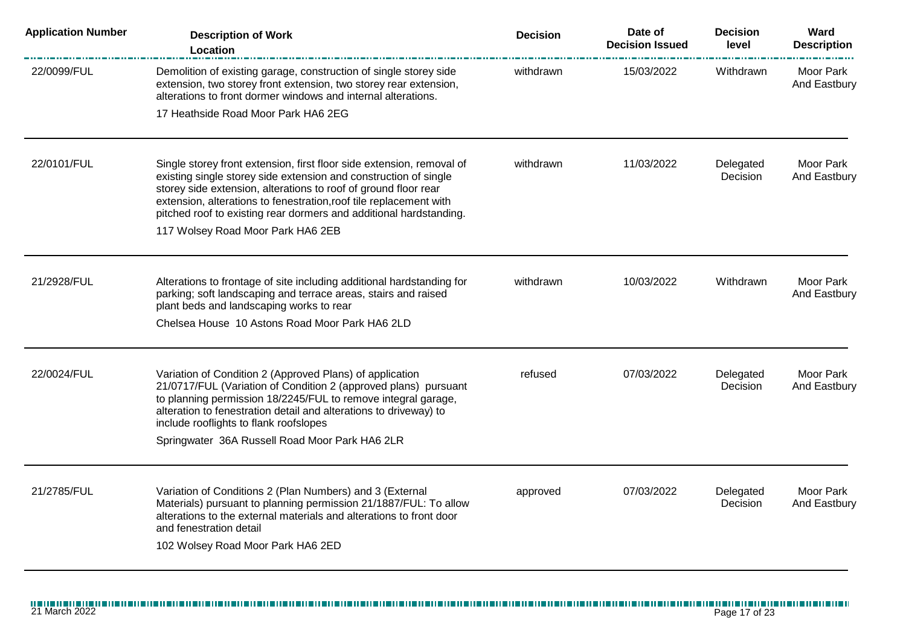| Application Number | Description of Work<br>Location | Decision | Date of Decision Issued | Decision level | Ward Description |
|---|---|---|---|---|---|
| 22/0099/FUL | Demolition of existing garage, construction of single storey side extension, two storey front extension, two storey rear extension, alterations to front dormer windows and internal alterations.<br>17 Heathside Road Moor Park HA6 2EG | withdrawn | 15/03/2022 | Withdrawn | Moor Park And Eastbury |
| 22/0101/FUL | Single storey front extension, first floor side extension, removal of existing single storey side extension and construction of single storey side extension, alterations to roof of ground floor rear extension, alterations to fenestration,roof tile replacement with pitched roof to existing rear dormers and additional hardstanding.<br>117 Wolsey Road Moor Park HA6 2EB | withdrawn | 11/03/2022 | Delegated Decision | Moor Park And Eastbury |
| 21/2928/FUL | Alterations to frontage of site including additional hardstanding for parking; soft landscaping and terrace areas, stairs and raised plant beds and landscaping works to rear<br>Chelsea House 10 Astons Road Moor Park HA6 2LD | withdrawn | 10/03/2022 | Withdrawn | Moor Park And Eastbury |
| 22/0024/FUL | Variation of Condition 2 (Approved Plans) of application 21/0717/FUL (Variation of Condition 2 (approved plans) pursuant to planning permission 18/2245/FUL to remove integral garage, alteration to fenestration detail and alterations to driveway) to include rooflights to flank roofslopes<br>Springwater 36A Russell Road Moor Park HA6 2LR | refused | 07/03/2022 | Delegated Decision | Moor Park And Eastbury |
| 21/2785/FUL | Variation of Conditions 2 (Plan Numbers) and 3 (External Materials) pursuant to planning permission 21/1887/FUL: To allow alterations to the external materials and alterations to front door and fenestration detail<br>102 Wolsey Road Moor Park HA6 2ED | approved | 07/03/2022 | Delegated Decision | Moor Park And Eastbury |

21 March 2022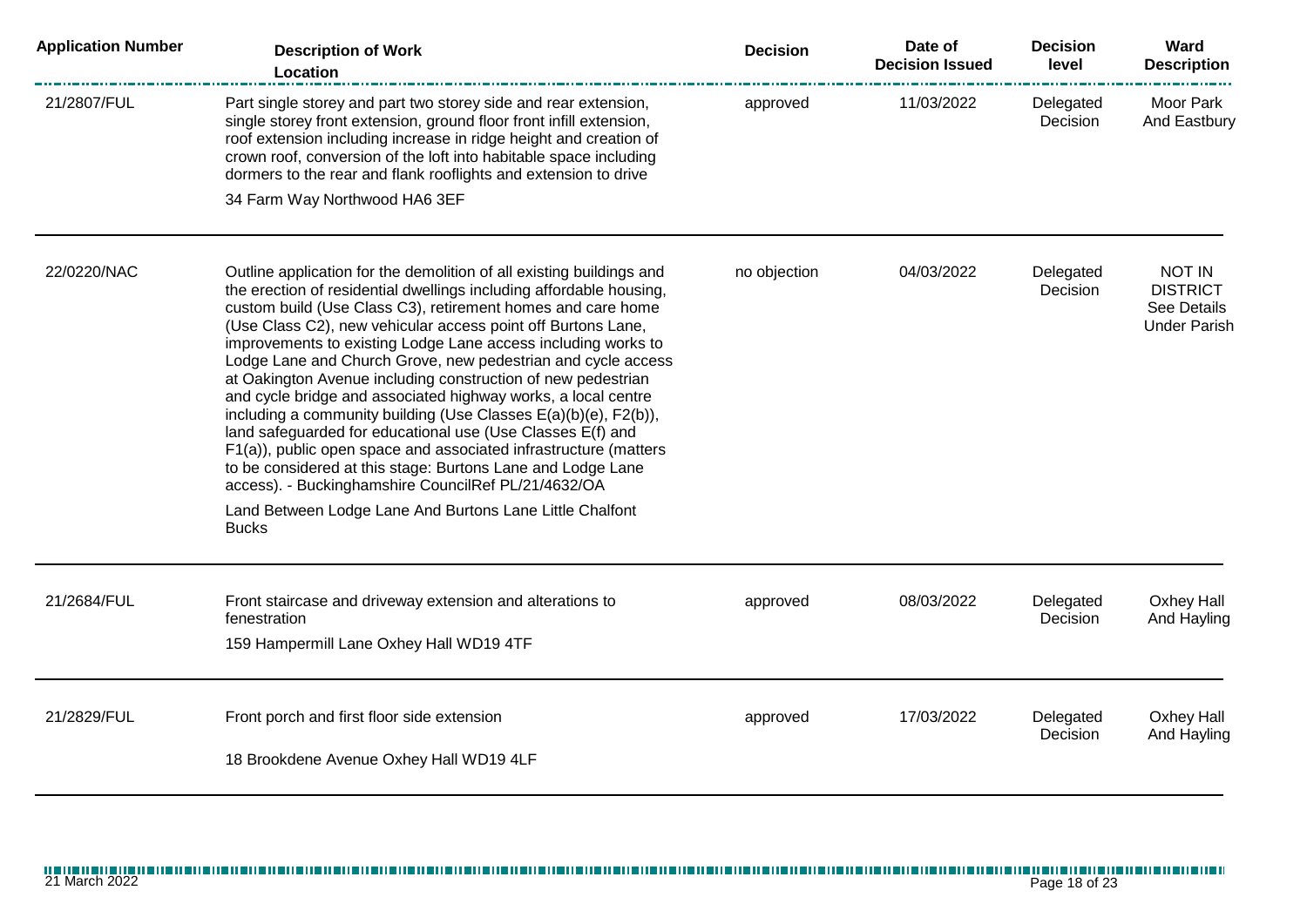| Application Number | Description of Work<br>Location | Decision | Date of Decision Issued | Decision level | Ward Description |
|---|---|---|---|---|---|
| 21/2807/FUL | Part single storey and part two storey side and rear extension, single storey front extension, ground floor front infill extension, roof extension including increase in ridge height and creation of crown roof, conversion of the loft into habitable space including dormers to the rear and flank rooflights and extension to drive<br>34 Farm Way Northwood HA6 3EF | approved | 11/03/2022 | Delegated Decision | Moor Park And Eastbury |
| 22/0220/NAC | Outline application for the demolition of all existing buildings and the erection of residential dwellings including affordable housing, custom build (Use Class C3), retirement homes and care home (Use Class C2), new vehicular access point off Burtons Lane, improvements to existing Lodge Lane access including works to Lodge Lane and Church Grove, new pedestrian and cycle access at Oakington Avenue including construction of new pedestrian and cycle bridge and associated highway works, a local centre including a community building (Use Classes E(a)(b)(e), F2(b)), land safeguarded for educational use (Use Classes E(f) and F1(a)), public open space and associated infrastructure (matters to be considered at this stage: Burtons Lane and Lodge Lane access). - Buckinghamshire CouncilRef PL/21/4632/OA<br>Land Between Lodge Lane And Burtons Lane Little Chalfont Bucks | no objection | 04/03/2022 | Delegated Decision | NOT IN DISTRICT See Details Under Parish |
| 21/2684/FUL | Front staircase and driveway extension and alterations to fenestration<br>159 Hampermill Lane Oxhey Hall WD19 4TF | approved | 08/03/2022 | Delegated Decision | Oxhey Hall And Hayling |
| 21/2829/FUL | Front porch and first floor side extension<br>18 Brookdene Avenue Oxhey Hall WD19 4LF | approved | 17/03/2022 | Delegated Decision | Oxhey Hall And Hayling |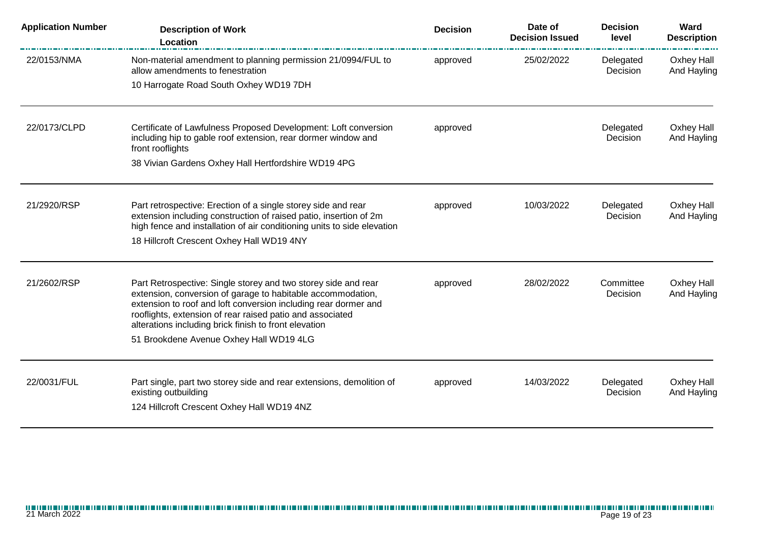| Application Number | Description of Work<br>Location | Decision | Date of Decision Issued | Decision level | Ward Description |
|---|---|---|---|---|---|
| 22/0153/NMA | Non-material amendment to planning permission 21/0994/FUL to allow amendments to fenestration<br>10 Harrogate Road South Oxhey WD19 7DH | approved | 25/02/2022 | Delegated Decision | Oxhey Hall And Hayling |
| 22/0173/CLPD | Certificate of Lawfulness Proposed Development: Loft conversion including hip to gable roof extension, rear dormer window and front rooflights<br>38 Vivian Gardens Oxhey Hall Hertfordshire WD19 4PG | approved | | Delegated Decision | Oxhey Hall And Hayling |
| 21/2920/RSP | Part retrospective: Erection of a single storey side and rear extension including construction of raised patio, insertion of 2m high fence and installation of air conditioning units to side elevation<br>18 Hillcroft Crescent Oxhey Hall WD19 4NY | approved | 10/03/2022 | Delegated Decision | Oxhey Hall And Hayling |
| 21/2602/RSP | Part Retrospective: Single storey and two storey side and rear extension, conversion of garage to habitable accommodation, extension to roof and loft conversion including rear dormer and rooflights, extension of rear raised patio and associated alterations including brick finish to front elevation<br>51 Brookdene Avenue Oxhey Hall WD19 4LG | approved | 28/02/2022 | Committee Decision | Oxhey Hall And Hayling |
| 22/0031/FUL | Part single, part two storey side and rear extensions, demolition of existing outbuilding<br>124 Hillcroft Crescent Oxhey Hall WD19 4NZ | approved | 14/03/2022 | Delegated Decision | Oxhey Hall And Hayling |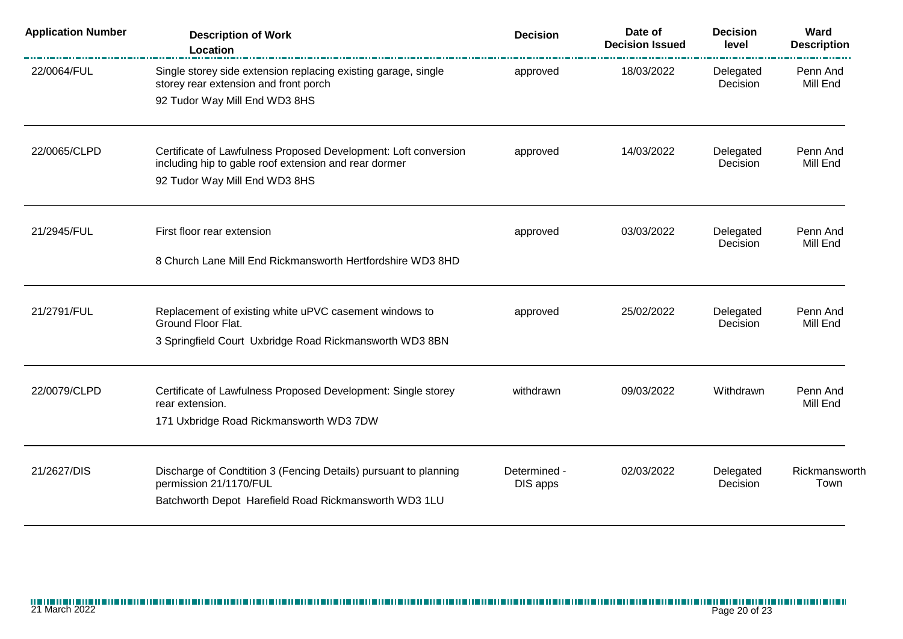| Application Number | Description of Work<br>Location | Decision | Date of Decision Issued | Decision level | Ward Description |
|---|---|---|---|---|---|
| 22/0064/FUL | Single storey side extension replacing existing garage, single storey rear extension and front porch<br>92 Tudor Way Mill End WD3 8HS | approved | 18/03/2022 | Delegated Decision | Penn And Mill End |
| 22/0065/CLPD | Certificate of Lawfulness Proposed Development: Loft conversion including hip to gable roof extension and rear dormer<br>92 Tudor Way Mill End WD3 8HS | approved | 14/03/2022 | Delegated Decision | Penn And Mill End |
| 21/2945/FUL | First floor rear extension<br>8 Church Lane Mill End Rickmansworth Hertfordshire WD3 8HD | approved | 03/03/2022 | Delegated Decision | Penn And Mill End |
| 21/2791/FUL | Replacement of existing white uPVC casement windows to Ground Floor Flat.<br>3 Springfield Court Uxbridge Road Rickmansworth WD3 8BN | approved | 25/02/2022 | Delegated Decision | Penn And Mill End |
| 22/0079/CLPD | Certificate of Lawfulness Proposed Development: Single storey rear extension.<br>171 Uxbridge Road Rickmansworth WD3 7DW | withdrawn | 09/03/2022 | Withdrawn | Penn And Mill End |
| 21/2627/DIS | Discharge of Condtition 3 (Fencing Details) pursuant to planning permission 21/1170/FUL<br>Batchworth Depot Harefield Road Rickmansworth WD3 1LU | Determined - DIS apps | 02/03/2022 | Delegated Decision | Rickmansworth Town |

21 March 2022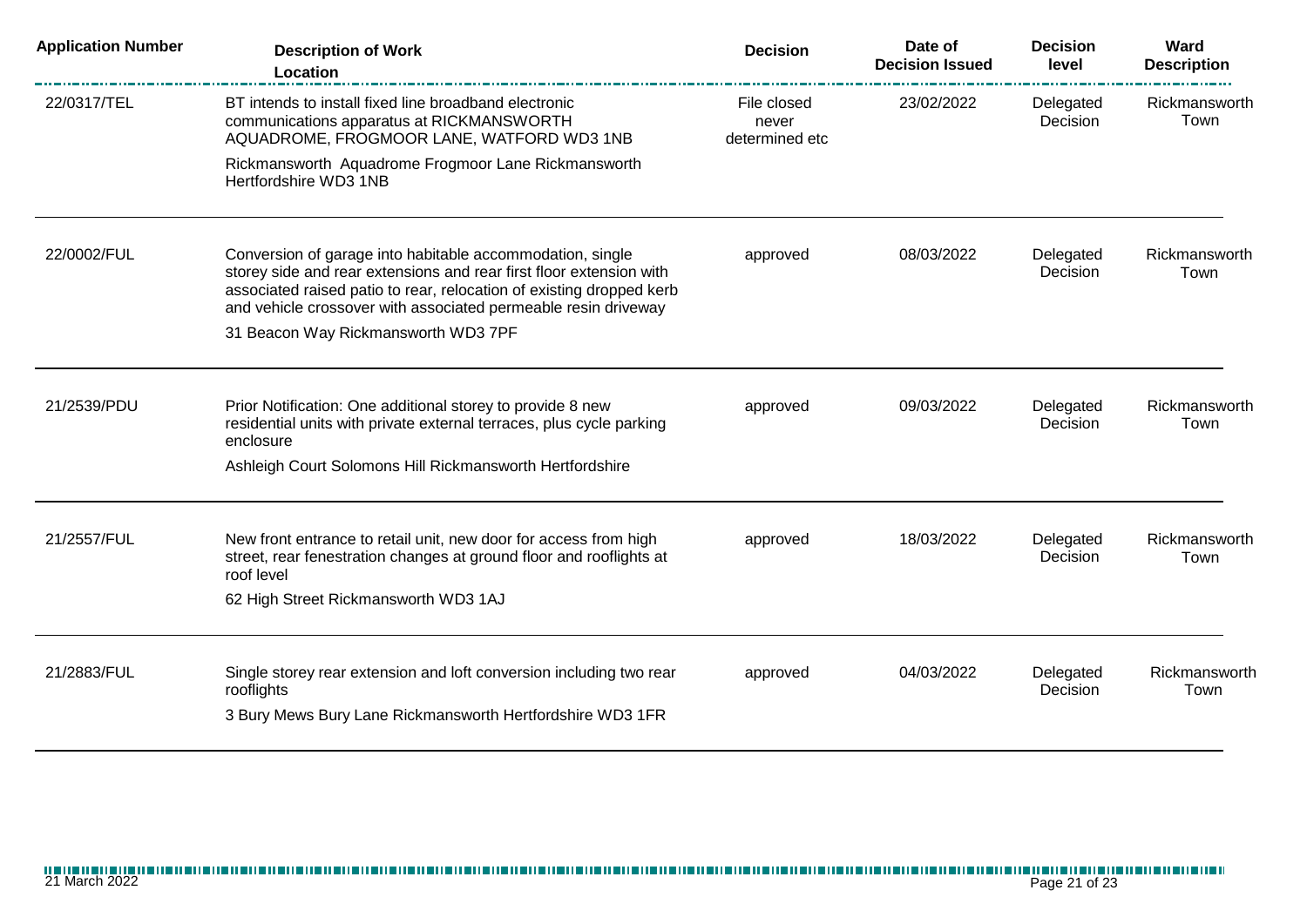| Application Number | Description of Work<br>Location | Decision | Date of Decision Issued | Decision level | Ward Description |
|---|---|---|---|---|---|
| 22/0317/TEL | BT intends to install fixed line broadband electronic communications apparatus at RICKMANSWORTH AQUADROME, FROGMOOR LANE, WATFORD WD3 1NB<br>Rickmansworth Aquadrome Frogmoor Lane Rickmansworth Hertfordshire WD3 1NB | File closed never determined etc | 23/02/2022 | Delegated Decision | Rickmansworth Town |
| 22/0002/FUL | Conversion of garage into habitable accommodation, single storey side and rear extensions and rear first floor extension with associated raised patio to rear, relocation of existing dropped kerb and vehicle crossover with associated permeable resin driveway<br>31 Beacon Way Rickmansworth WD3 7PF | approved | 08/03/2022 | Delegated Decision | Rickmansworth Town |
| 21/2539/PDU | Prior Notification: One additional storey to provide 8 new residential units with private external terraces, plus cycle parking enclosure<br>Ashleigh Court Solomons Hill Rickmansworth Hertfordshire | approved | 09/03/2022 | Delegated Decision | Rickmansworth Town |
| 21/2557/FUL | New front entrance to retail unit, new door for access from high street, rear fenestration changes at ground floor and rooflights at roof level<br>62 High Street Rickmansworth WD3 1AJ | approved | 18/03/2022 | Delegated Decision | Rickmansworth Town |
| 21/2883/FUL | Single storey rear extension and loft conversion including two rear rooflights<br>3 Bury Mews Bury Lane Rickmansworth Hertfordshire WD3 1FR | approved | 04/03/2022 | Delegated Decision | Rickmansworth Town |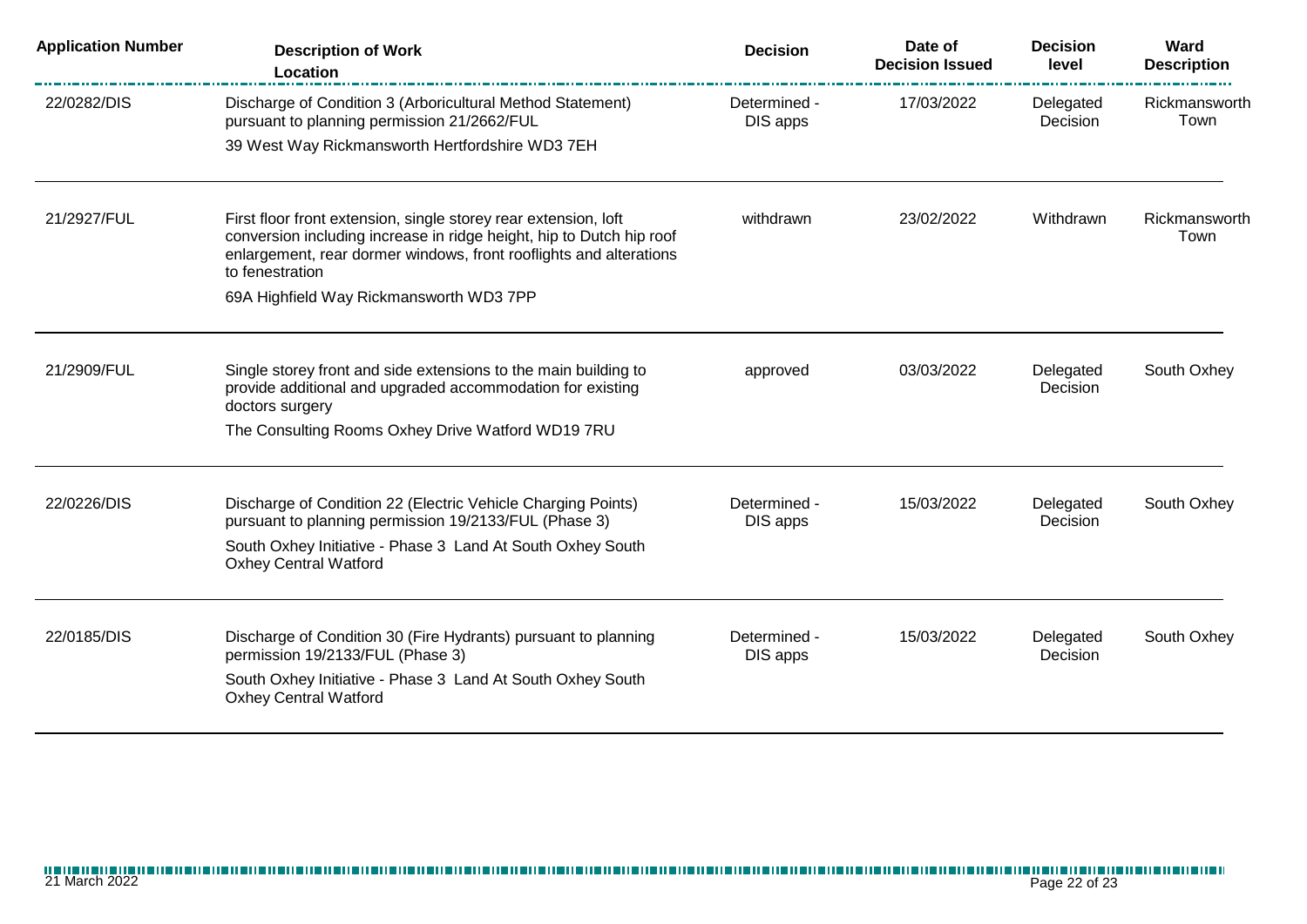| Application Number | Description of Work<br>Location | Decision | Date of Decision Issued | Decision level | Ward Description |
|---|---|---|---|---|---|
| 22/0282/DIS | Discharge of Condition 3 (Arboricultural Method Statement) pursuant to planning permission 21/2662/FUL<br>39 West Way Rickmansworth Hertfordshire WD3 7EH | Determined - DIS apps | 17/03/2022 | Delegated Decision | Rickmansworth Town |
| 21/2927/FUL | First floor front extension, single storey rear extension, loft conversion including increase in ridge height, hip to Dutch hip roof enlargement, rear dormer windows, front rooflights and alterations to fenestration<br>69A Highfield Way Rickmansworth WD3 7PP | withdrawn | 23/02/2022 | Withdrawn | Rickmansworth Town |
| 21/2909/FUL | Single storey front and side extensions to the main building to provide additional and upgraded accommodation for existing doctors surgery<br>The Consulting Rooms Oxhey Drive Watford WD19 7RU | approved | 03/03/2022 | Delegated Decision | South Oxhey |
| 22/0226/DIS | Discharge of Condition 22 (Electric Vehicle Charging Points) pursuant to planning permission 19/2133/FUL (Phase 3)<br>South Oxhey Initiative - Phase 3 Land At South Oxhey South Oxhey Central Watford | Determined - DIS apps | 15/03/2022 | Delegated Decision | South Oxhey |
| 22/0185/DIS | Discharge of Condition 30 (Fire Hydrants) pursuant to planning permission 19/2133/FUL (Phase 3)<br>South Oxhey Initiative - Phase 3 Land At South Oxhey South Oxhey Central Watford | Determined - DIS apps | 15/03/2022 | Delegated Decision | South Oxhey |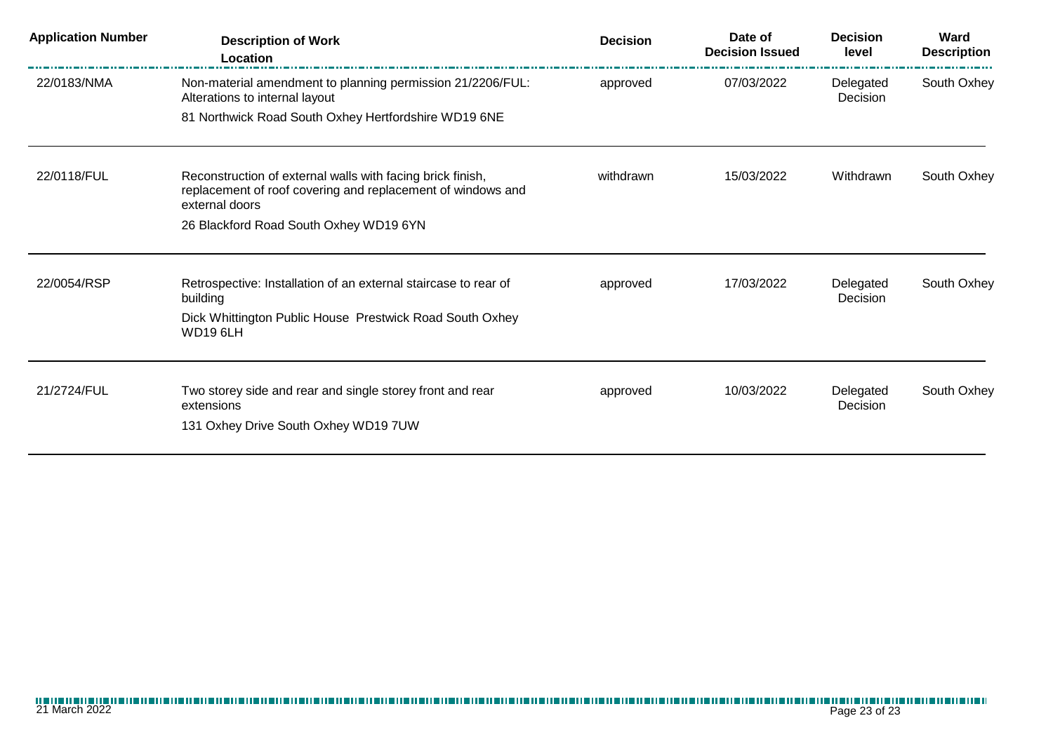| Application Number | Description of Work Location | Decision | Date of Decision Issued | Decision level | Ward Description |
|---|---|---|---|---|---|
| 22/0183/NMA | Non-material amendment to planning permission 21/2206/FUL: Alterations to internal layout<br>81 Northwick Road South Oxhey Hertfordshire WD19 6NE | approved | 07/03/2022 | Delegated Decision | South Oxhey |
| 22/0118/FUL | Reconstruction of external walls with facing brick finish, replacement of roof covering and replacement of windows and external doors<br>26 Blackford Road South Oxhey WD19 6YN | withdrawn | 15/03/2022 | Withdrawn | South Oxhey |
| 22/0054/RSP | Retrospective: Installation of an external staircase to rear of building<br>Dick Whittington Public House Prestwick Road South Oxhey WD19 6LH | approved | 17/03/2022 | Delegated Decision | South Oxhey |
| 21/2724/FUL | Two storey side and rear and single storey front and rear extensions<br>131 Oxhey Drive South Oxhey WD19 7UW | approved | 10/03/2022 | Delegated Decision | South Oxhey |